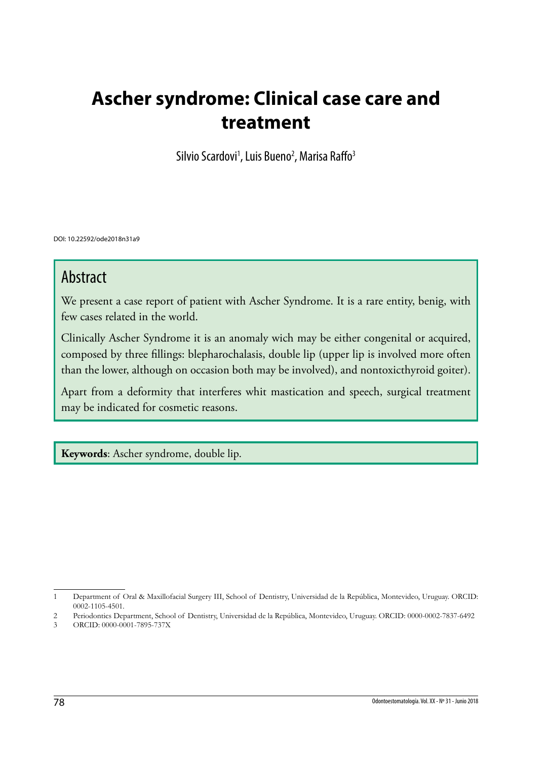# Ascher syndrome: Clinical case care and treatment

Silvio Scardovi[1], Luis Bueno[2], Marisa Raffo[3]

DOI: 10.22592/ode2018n31a9

## Abstract

We present a case report of patient with Ascher Syndrome. It is a rare entity, benig, with few cases related in the world.

Clinically Ascher Syndrome it is an anomaly wich may be either congenital or acquired, composed by three fillings: blepharochalasis, double lip (upper lip is involved more often than the lower, although on occasion both may be involved), and nontoxicthyroid goiter).

Apart from a deformity that interferes whit mastication and speech, surgical treatment may be indicated for cosmetic reasons.

**Keywords**: Ascher syndrome, double lip.

---

1 Department of Oral & Maxillofacial Surgery III, School of Dentistry, Universidad de la República, Montevideo, Uruguay. ORCID: 0002-1105-4501.

2 Periodontics Department, School of Dentistry, Universidad de la República, Montevideo, Uruguay. ORCID: 0000-0002-7837-6492

3 ORCID: 0000-0001-7895-737X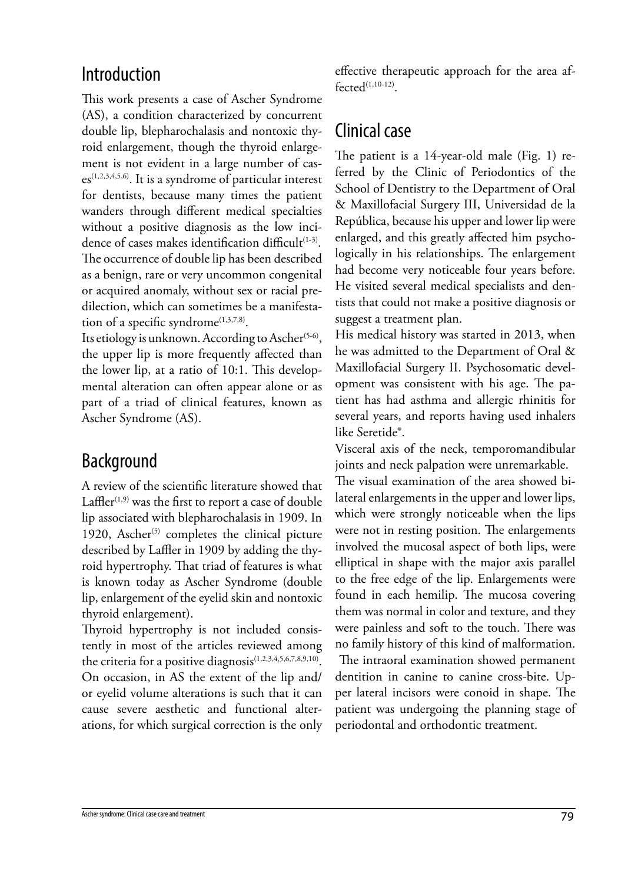## Introduction

This work presents a case of Ascher Syndrome (AS), a condition characterized by concurrent double lip, blepharochalasis and nontoxic thyroid enlargement, though the thyroid enlargement is not evident in a large number of cases[1,2,3,4,5,6]. It is a syndrome of particular interest for dentists, because many times the patient wanders through different medical specialties without a positive diagnosis as the low incidence of cases makes identification difficult[1-3]. The occurrence of double lip has been described as a benign, rare or very uncommon congenital or acquired anomaly, without sex or racial predilection, which can sometimes be a manifestation of a specific syndrome[1,3,7,8].

Its etiology is unknown. According to Ascher[5-6], the upper lip is more frequently affected than the lower lip, at a ratio of 10:1. This developmental alteration can often appear alone or as part of a triad of clinical features, known as Ascher Syndrome (AS).

## Background

A review of the scientific literature showed that Laffler[1,9] was the first to report a case of double lip associated with blepharochalasis in 1909. In 1920, Ascher[5] completes the clinical picture described by Laffler in 1909 by adding the thyroid hypertrophy. That triad of features is what is known today as Ascher Syndrome (double lip, enlargement of the eyelid skin and nontoxic thyroid enlargement).

Thyroid hypertrophy is not included consistently in most of the articles reviewed among the criteria for a positive diagnosis[1,2,3,4,5,6,7,8,9,10]. On occasion, in AS the extent of the lip and/or eyelid volume alterations is such that it can cause severe aesthetic and functional alterations, for which surgical correction is the only effective therapeutic approach for the area affected[1,10-12].

## Clinical case

The patient is a 14-year-old male (Fig. 1) referred by the Clinic of Periodontics of the School of Dentistry to the Department of Oral & Maxillofacial Surgery III, Universidad de la República, because his upper and lower lip were enlarged, and this greatly affected him psychologically in his relationships. The enlargement had become very noticeable four years before. He visited several medical specialists and dentists that could not make a positive diagnosis or suggest a treatment plan.

His medical history was started in 2013, when he was admitted to the Department of Oral & Maxillofacial Surgery II. Psychosomatic development was consistent with his age. The patient has had asthma and allergic rhinitis for several years, and reports having used inhalers like Seretide®.

Visceral axis of the neck, temporomandibular joints and neck palpation were unremarkable.

The visual examination of the area showed bilateral enlargements in the upper and lower lips, which were strongly noticeable when the lips were not in resting position. The enlargements involved the mucosal aspect of both lips, were elliptical in shape with the major axis parallel to the free edge of the lip. Enlargements were found in each hemilip. The mucosa covering them was normal in color and texture, and they were painless and soft to the touch. There was no family history of this kind of malformation.

The intraoral examination showed permanent dentition in canine to canine cross-bite. Upper lateral incisors were conoid in shape. The patient was undergoing the planning stage of periodontal and orthodontic treatment.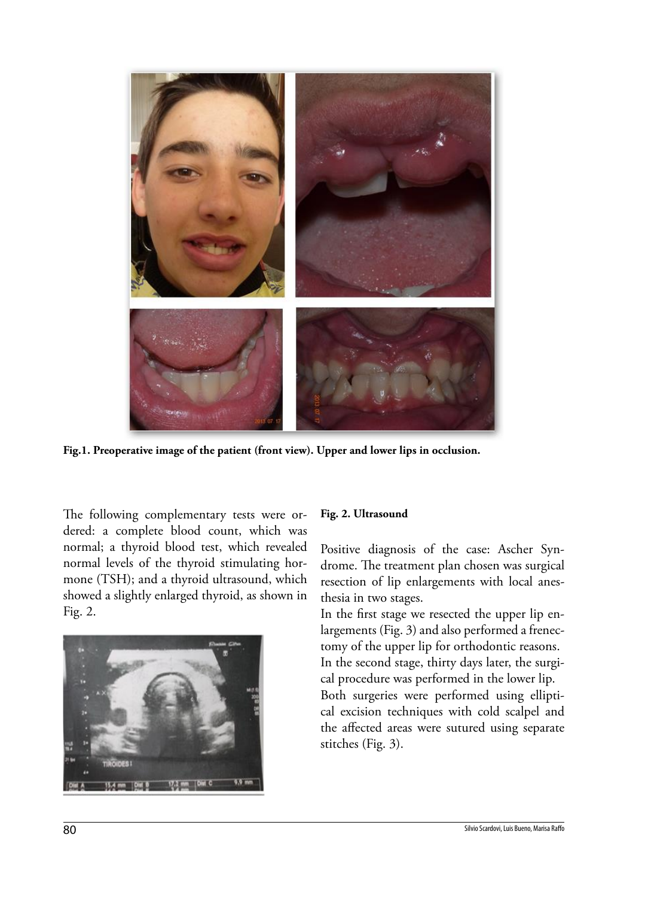**Fig.1. Preoperative image of the patient (front view). Upper and lower lips in occlusion.**

The following complementary tests were ordered: a complete blood count, which was normal; a thyroid blood test, which revealed normal levels of the thyroid stimulating hormone (TSH); and a thyroid ultrasound, which showed a slightly enlarged thyroid, as shown in Fig. 2.

**Fig. 2. Ultrasound**

Positive diagnosis of the case: Ascher Syndrome. The treatment plan chosen was surgical resection of lip enlargements with local anesthesia in two stages.

In the first stage we resected the upper lip enlargements (Fig. 3) and also performed a frenectomy of the upper lip for orthodontic reasons.

In the second stage, thirty days later, the surgical procedure was performed in the lower lip.

Both surgeries were performed using elliptical excision techniques with cold scalpel and the affected areas were sutured using separate stitches (Fig. 3).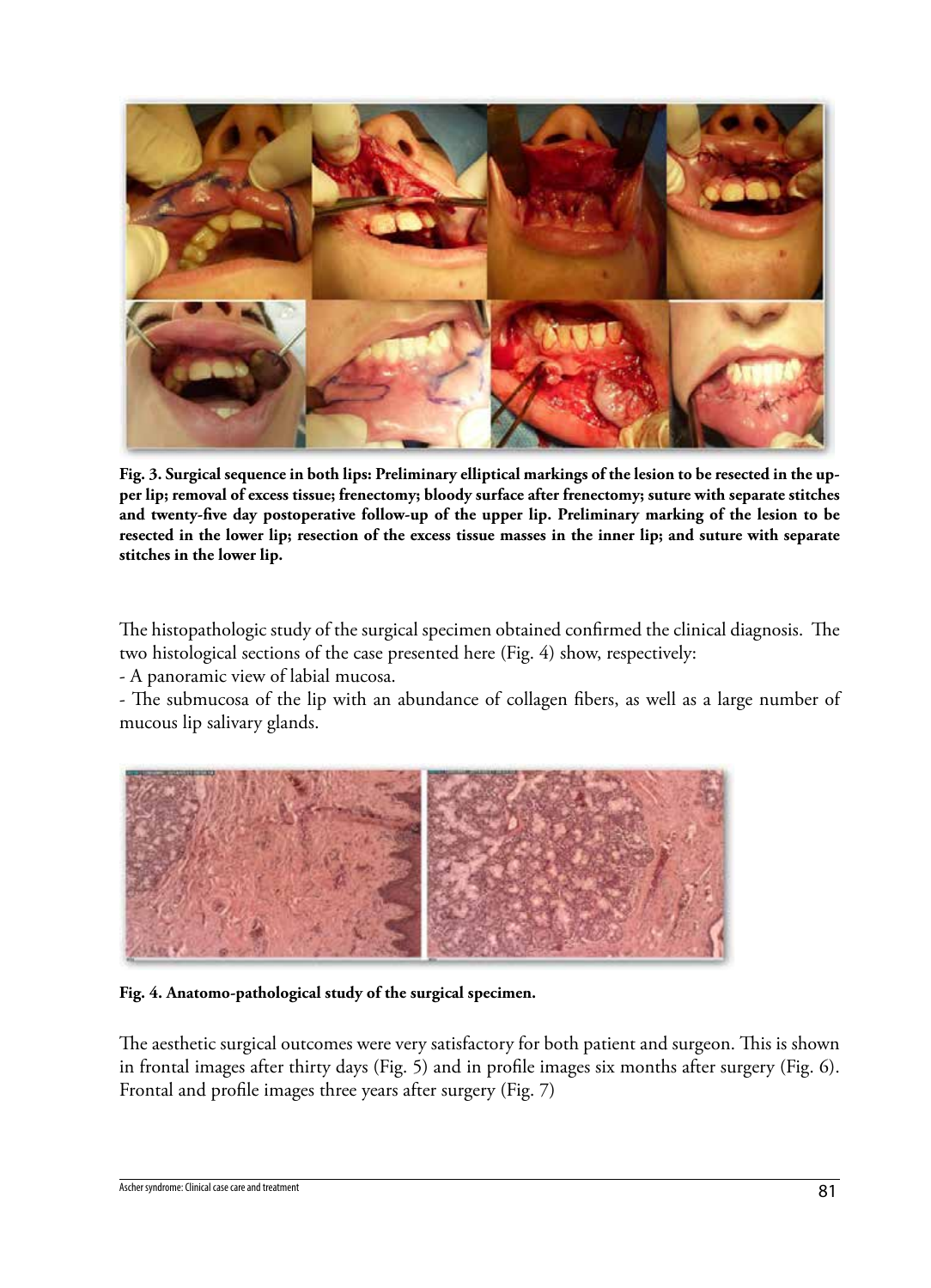**Fig. 3. Surgical sequence in both lips: Preliminary elliptical markings of the lesion to be resected in the upper lip; removal of excess tissue; frenectomy; bloody surface after frenectomy; suture with separate stitches and twenty-five day postoperative follow-up of the upper lip. Preliminary marking of the lesion to be resected in the lower lip; resection of the excess tissue masses in the inner lip; and suture with separate stitches in the lower lip.**

The histopathologic study of the surgical specimen obtained confirmed the clinical diagnosis. The two histological sections of the case presented here (Fig. 4) show, respectively:

- A panoramic view of labial mucosa.
- The submucosa of the lip with an abundance of collagen fibers, as well as a large number of mucous lip salivary glands.

**Fig. 4. Anatomo-pathological study of the surgical specimen.**

The aesthetic surgical outcomes were very satisfactory for both patient and surgeon. This is shown in frontal images after thirty days (Fig. 5) and in profile images six months after surgery (Fig. 6). Frontal and profile images three years after surgery (Fig. 7)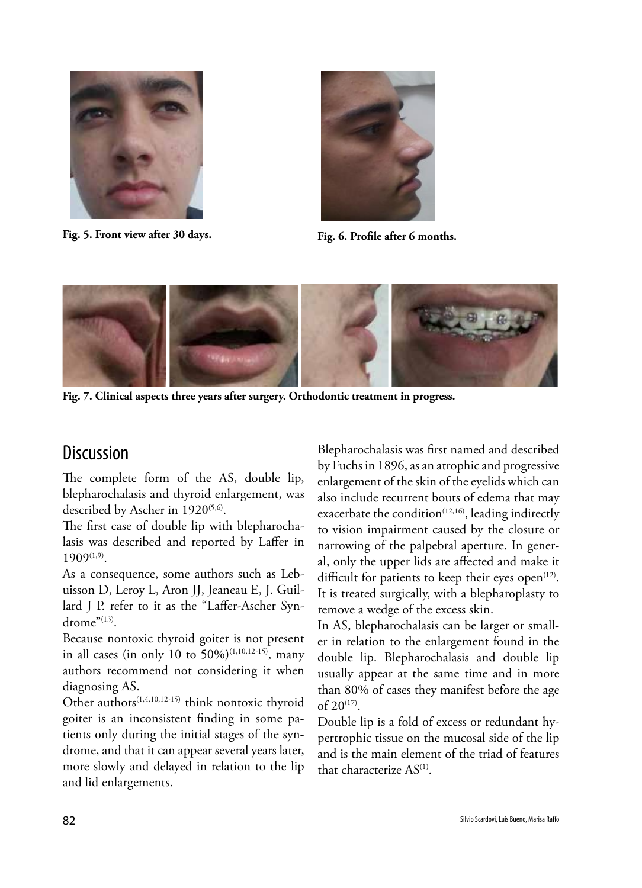Fig. 5. Front view after 30 days.

Fig. 6. Profile after 6 months.

Fig. 7. Clinical aspects three years after surgery. Orthodontic treatment in progress.

## Discussion

The complete form of the AS, double lip, blepharochalasis and thyroid enlargement, was described by Ascher in 1920[5,6].

The first case of double lip with blepharochalasis was described and reported by Laffer in 1909[1,9].

As a consequence, some authors such as Lebuisson D, Leroy L, Aron JJ, Jeaneau E, J. Guillard J P. refer to it as the "Laffer-Ascher Syndrome"[13].

Because nontoxic thyroid goiter is not present in all cases (in only 10 to 50%)[1,10,12-15], many authors recommend not considering it when diagnosing AS.

Other authors[1,4,10,12-15] think nontoxic thyroid goiter is an inconsistent finding in some patients only during the initial stages of the syndrome, and that it can appear several years later, more slowly and delayed in relation to the lip and lid enlargements.

Blepharochalasis was first named and described by Fuchs in 1896, as an atrophic and progressive enlargement of the skin of the eyelids which can also include recurrent bouts of edema that may exacerbate the condition[12,16], leading indirectly to vision impairment caused by the closure or narrowing of the palpebral aperture. In general, only the upper lids are affected and make it difficult for patients to keep their eyes open[12]. It is treated surgically, with a blepharoplasty to remove a wedge of the excess skin.

In AS, blepharochalasis can be larger or smaller in relation to the enlargement found in the double lip. Blepharochalasis and double lip usually appear at the same time and in more than 80% of cases they manifest before the age of 20[17].

Double lip is a fold of excess or redundant hypertrophic tissue on the mucosal side of the lip and is the main element of the triad of features that characterize AS[1].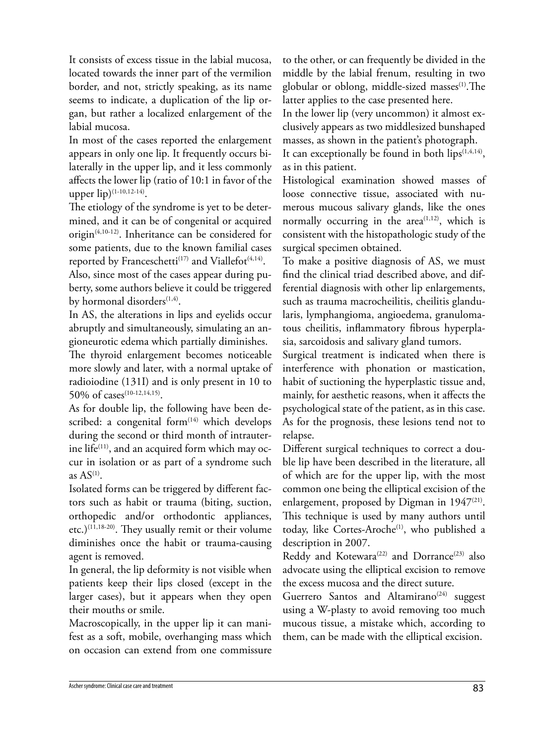It consists of excess tissue in the labial mucosa, located towards the inner part of the vermilion border, and not, strictly speaking, as its name seems to indicate, a duplication of the lip organ, but rather a localized enlargement of the labial mucosa.

In most of the cases reported the enlargement appears in only one lip. It frequently occurs bilaterally in the upper lip, and it less commonly affects the lower lip (ratio of 10:1 in favor of the upper lip)[1-10,12-14].

The etiology of the syndrome is yet to be determined, and it can be of congenital or acquired origin[4,10-12]. Inheritance can be considered for some patients, due to the known familial cases reported by Franceschetti[17] and Viallefot[4,14].

Also, since most of the cases appear during puberty, some authors believe it could be triggered by hormonal disorders[1,4].

In AS, the alterations in lips and eyelids occur abruptly and simultaneously, simulating an angioneurotic edema which partially diminishes.

The thyroid enlargement becomes noticeable more slowly and later, with a normal uptake of radioiodine (131I) and is only present in 10 to 50% of cases[10-12,14,15].

As for double lip, the following have been described: a congenital form[14] which develops during the second or third month of intrauterine life[11], and an acquired form which may occur in isolation or as part of a syndrome such as AS[1].

Isolated forms can be triggered by different factors such as habit or trauma (biting, suction, orthopedic and/or orthodontic appliances, etc.)[11,18-20]. They usually remit or their volume diminishes once the habit or trauma-causing agent is removed.

In general, the lip deformity is not visible when patients keep their lips closed (except in the larger cases), but it appears when they open their mouths or smile.

Macroscopically, in the upper lip it can manifest as a soft, mobile, overhanging mass which on occasion can extend from one commissure to the other, or can frequently be divided in the middle by the labial frenum, resulting in two globular or oblong, middle-sized masses[1]. The latter applies to the case presented here.

In the lower lip (very uncommon) it almost exclusively appears as two middlesized bunshaped masses, as shown in the patient's photograph.

It can exceptionally be found in both lips[1,4,14], as in this patient.

Histological examination showed masses of loose connective tissue, associated with numerous mucous salivary glands, like the ones normally occurring in the area[1,12], which is consistent with the histopathologic study of the surgical specimen obtained.

To make a positive diagnosis of AS, we must find the clinical triad described above, and differential diagnosis with other lip enlargements, such as trauma macrocheilitis, cheilitis glandularis, lymphangioma, angioedema, granulomatous cheilitis, inflammatory fibrous hyperplasia, sarcoidosis and salivary gland tumors.

Surgical treatment is indicated when there is interference with phonation or mastication, habit of suctioning the hyperplastic tissue and, mainly, for aesthetic reasons, when it affects the psychological state of the patient, as in this case. As for the prognosis, these lesions tend not to relapse.

Different surgical techniques to correct a double lip have been described in the literature, all of which are for the upper lip, with the most common one being the elliptical excision of the enlargement, proposed by Digman in 1947[21]. This technique is used by many authors until today, like Cortes-Aroche[1], who published a description in 2007.

Reddy and Kotewara[22] and Dorrance[23] also advocate using the elliptical excision to remove the excess mucosa and the direct suture.

Guerrero Santos and Altamirano[24] suggest using a W-plasty to avoid removing too much mucous tissue, a mistake which, according to them, can be made with the elliptical excision.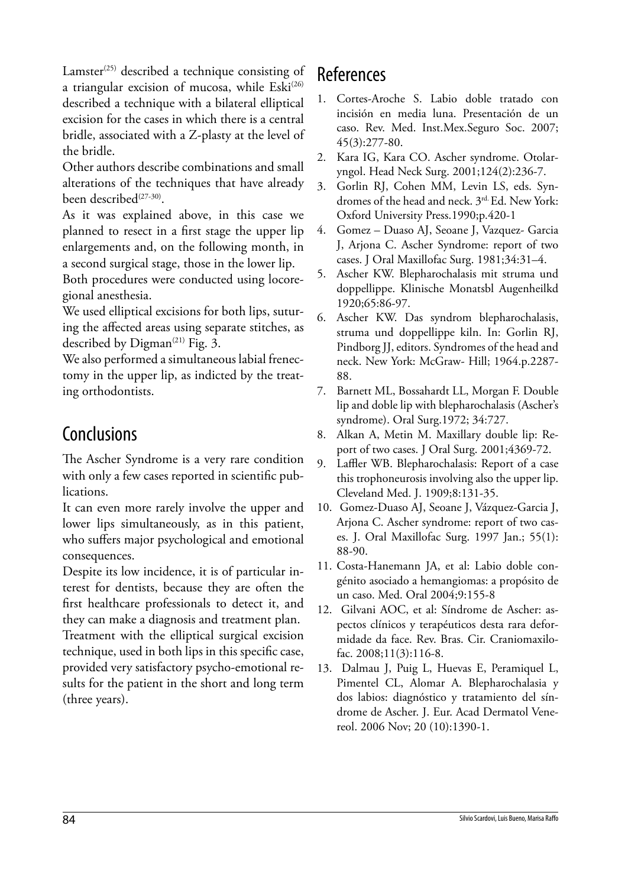Lamster[25] described a technique consisting of a triangular excision of mucosa, while Eski[26] described a technique with a bilateral elliptical excision for the cases in which there is a central bridle, associated with a Z-plasty at the level of the bridle.

Other authors describe combinations and small alterations of the techniques that have already been described[27-30].

As it was explained above, in this case we planned to resect in a first stage the upper lip enlargements and, on the following month, in a second surgical stage, those in the lower lip.

Both procedures were conducted using locoregional anesthesia.

We used elliptical excisions for both lips, suturing the affected areas using separate stitches, as described by Digman[21] Fig. 3.

We also performed a simultaneous labial frenectomy in the upper lip, as indicted by the treating orthodontists.

## Conclusions

The Ascher Syndrome is a very rare condition with only a few cases reported in scientific publications.

It can even more rarely involve the upper and lower lips simultaneously, as in this patient, who suffers major psychological and emotional consequences.

Despite its low incidence, it is of particular interest for dentists, because they are often the first healthcare professionals to detect it, and they can make a diagnosis and treatment plan.

Treatment with the elliptical surgical excision technique, used in both lips in this specific case, provided very satisfactory psycho-emotional results for the patient in the short and long term (three years).

## References

1. Cortes-Aroche S. Labio doble tratado con incisión en media luna. Presentación de un caso. Rev. Med. Inst.Mex.Seguro Soc. 2007; 45(3):277-80.
2. Kara IG, Kara CO. Ascher syndrome. Otolaryngol. Head Neck Surg. 2001;124(2):236-7.
3. Gorlin RJ, Cohen MM, Levin LS, eds. Syndromes of the head and neck. 3rd. Ed. New York: Oxford University Press.1990;p.420-1
4. Gomez – Duaso AJ, Seoane J, Vazquez- Garcia J, Arjona C. Ascher Syndrome: report of two cases. J Oral Maxillofac Surg. 1981;34:31–4.
5. Ascher KW. Blepharochalasis mit struma und doppellippe. Klinische Monatsbl Augenheilkd 1920;65:86-97.
6. Ascher KW. Das syndrom blepharochalasis, struma und doppellippe kiln. In: Gorlin RJ, Pindborg JJ, editors. Syndromes of the head and neck. New York: McGraw- Hill; 1964.p.2287-88.
7. Barnett ML, Bossahardt LL, Morgan F. Double lip and doble lip with blepharochalasis (Ascher's syndrome). Oral Surg.1972; 34:727.
8. Alkan A, Metin M. Maxillary double lip: Report of two cases. J Oral Surg. 2001;4369-72.
9. Laffler WB. Blepharochalasis: Report of a case this trophoneurosis involving also the upper lip. Cleveland Med. J. 1909;8:131-35.
10. Gomez-Duaso AJ, Seoane J, Vázquez-Garcia J, Arjona C. Ascher syndrome: report of two cases. J. Oral Maxillofac Surg. 1997 Jan.; 55(1): 88-90.
11. Costa-Hanemann JA, et al: Labio doble congénito asociado a hemangiomas: a propósito de un caso. Med. Oral 2004;9:155-8
12. Gilvani AOC, et al: Síndrome de Ascher: aspectos clínicos y terapéuticos desta rara deformidade da face. Rev. Bras. Cir. Craniomaxilofac. 2008;11(3):116-8.
13. Dalmau J, Puig L, Huevas E, Peramiquel L, Pimentel CL, Alomar A. Blepharochalasia y dos labios: diagnóstico y tratamiento del síndrome de Ascher. J. Eur. Acad Dermatol Venereol. 2006 Nov; 20 (10):1390-1.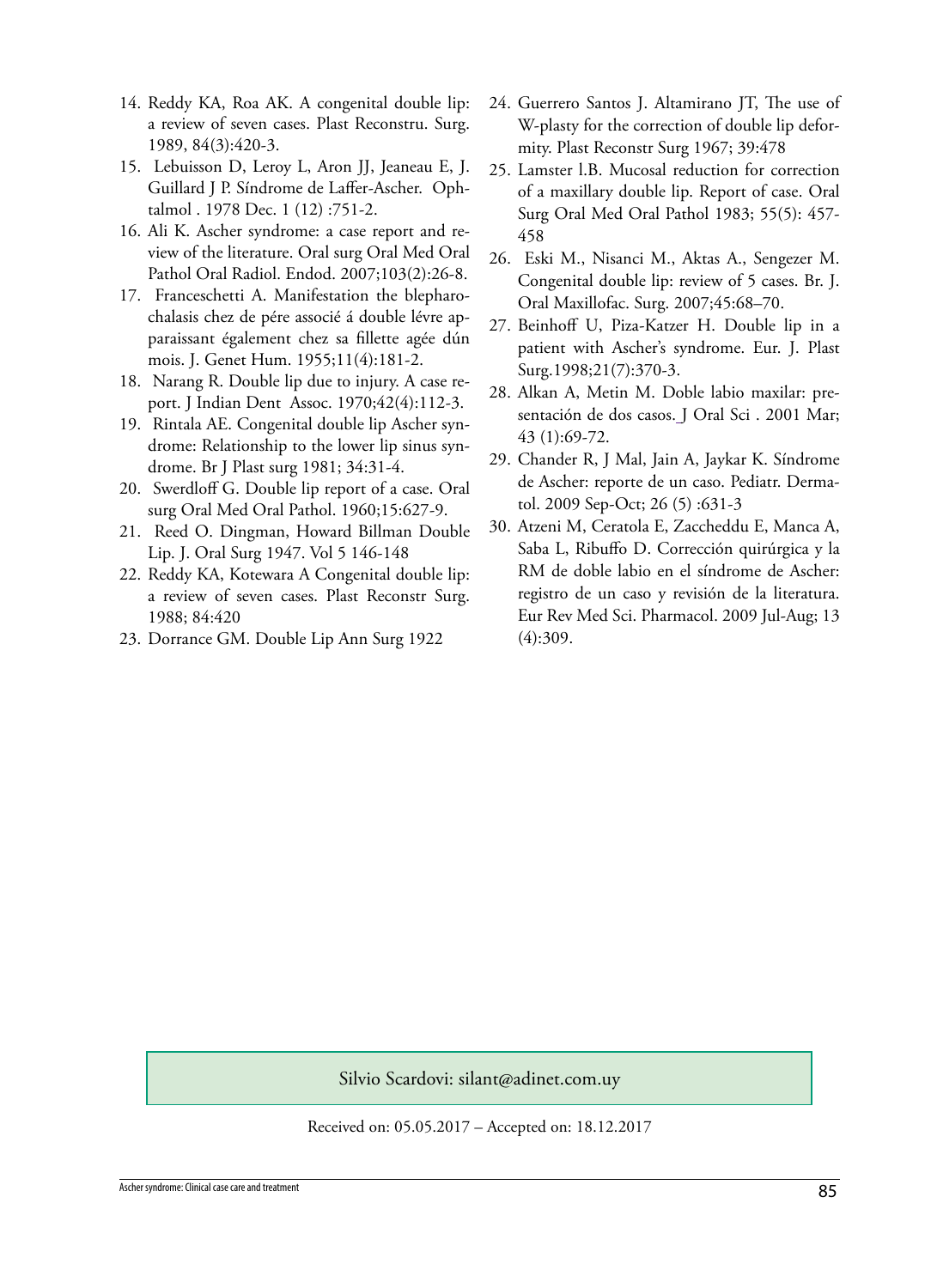14. Reddy KA, Roa AK. A congenital double lip: a review of seven cases. Plast Reconstru. Surg. 1989, 84(3):420-3.
15. Lebuisson D, Leroy L, Aron JJ, Jeaneau E, J. Guillard J P. Síndrome de Laffer-Ascher. Ophtalmol . 1978 Dec. 1 (12) :751-2.
16. Ali K. Ascher syndrome: a case report and review of the literature. Oral surg Oral Med Oral Pathol Oral Radiol. Endod. 2007;103(2):26-8.
17. Franceschetti A. Manifestation the blepharochalasis chez de pére associé á double lévre apparaissant également chez sa fillette agée dún mois. J. Genet Hum. 1955;11(4):181-2.
18. Narang R. Double lip due to injury. A case report. J Indian Dent Assoc. 1970;42(4):112-3.
19. Rintala AE. Congenital double lip Ascher syndrome: Relationship to the lower lip sinus syndrome. Br J Plast surg 1981; 34:31-4.
20. Swerdloff G. Double lip report of a case. Oral surg Oral Med Oral Pathol. 1960;15:627-9.
21. Reed O. Dingman, Howard Billman Double Lip. J. Oral Surg 1947. Vol 5 146-148
22. Reddy KA, Kotewara A Congenital double lip: a review of seven cases. Plast Reconstr Surg. 1988; 84:420
23. Dorrance GM. Double Lip Ann Surg 1922
24. Guerrero Santos J. Altamirano JT, The use of W-plasty for the correction of double lip deformity. Plast Reconstr Surg 1967; 39:478
25. Lamster l.B. Mucosal reduction for correction of a maxillary double lip. Report of case. Oral Surg Oral Med Oral Pathol 1983; 55(5): 457-458
26. Eski M., Nisanci M., Aktas A., Sengezer M. Congenital double lip: review of 5 cases. Br. J. Oral Maxillofac. Surg. 2007;45:68–70.
27. Beinhoff U, Piza-Katzer H. Double lip in a patient with Ascher's syndrome. Eur. J. Plast Surg.1998;21(7):370-3.
28. Alkan A, Metin M. Doble labio maxilar: presentación de dos casos. J Oral Sci . 2001 Mar; 43 (1):69-72.
29. Chander R, J Mal, Jain A, Jaykar K. Síndrome de Ascher: reporte de un caso. Pediatr. Dermatol. 2009 Sep-Oct; 26 (5) :631-3
30. Atzeni M, Ceratola E, Zaccheddu E, Manca A, Saba L, Ribuffo D. Corrección quirúrgica y la RM de doble labio en el síndrome de Ascher: registro de un caso y revisión de la literatura. Eur Rev Med Sci. Pharmacol. 2009 Jul-Aug; 13 (4):309.

Silvio Scardovi: silant@adinet.com.uy

Received on: 05.05.2017 – Accepted on: 18.12.2017